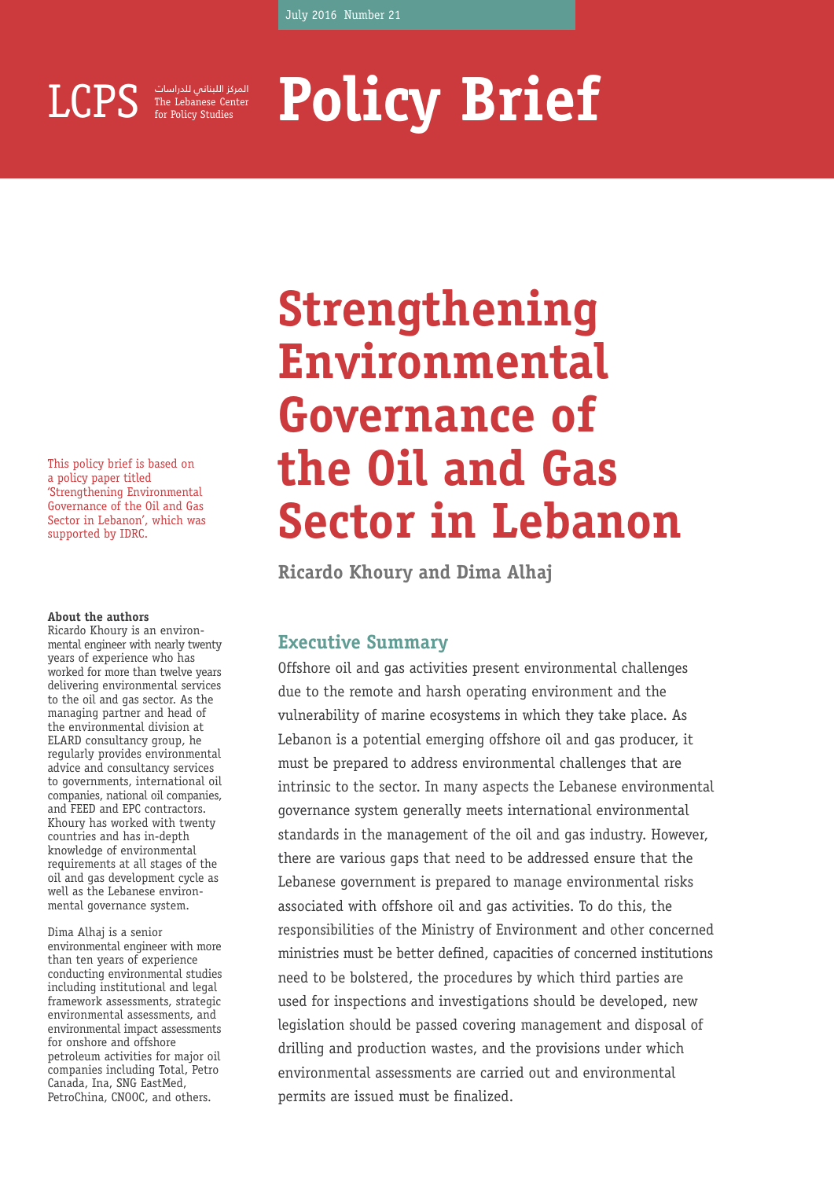July 2016 Number 21

LCPS المركز اللبناني للدراسات The Lebanese Center for Policy Studies

# Policy Brief

# Strengthening Environmental Governance of the Oil and Gas Sector in Lebanon

**Ricardo Khoury and Dima Alhaj**

This policy brief is based on a policy paper titled 'Strengthening Environmental Governance of the Oil and Gas Sector in Lebanon', which was supported by IDRC.

**About the authors**

Ricardo Khoury is an environmental engineer with nearly twenty years of experience who has worked for more than twelve years delivering environmental services to the oil and gas sector. As the managing partner and head of the environmental division at ELARD consultancy group, he regularly provides environmental advice and consultancy services to governments, international oil companies, national oil companies, and FEED and EPC contractors. Khoury has worked with twenty countries and has in-depth knowledge of environmental requirements at all stages of the oil and gas development cycle as well as the Lebanese environmental governance system.

Dima Alhaj is a senior environmental engineer with more than ten years of experience conducting environmental studies including institutional and legal framework assessments, strategic environmental assessments, and environmental impact assessments for onshore and offshore petroleum activities for major oil companies including Total, Petro Canada, Ina, SNG EastMed, PetroChina, CNOOC, and others.

## Executive Summary

Offshore oil and gas activities present environmental challenges due to the remote and harsh operating environment and the vulnerability of marine ecosystems in which they take place. As Lebanon is a potential emerging offshore oil and gas producer, it must be prepared to address environmental challenges that are intrinsic to the sector. In many aspects the Lebanese environmental governance system generally meets international environmental standards in the management of the oil and gas industry. However, there are various gaps that need to be addressed ensure that the Lebanese government is prepared to manage environmental risks associated with offshore oil and gas activities. To do this, the responsibilities of the Ministry of Environment and other concerned ministries must be better defined, capacities of concerned institutions need to be bolstered, the procedures by which third parties are used for inspections and investigations should be developed, new legislation should be passed covering management and disposal of drilling and production wastes, and the provisions under which environmental assessments are carried out and environmental permits are issued must be finalized.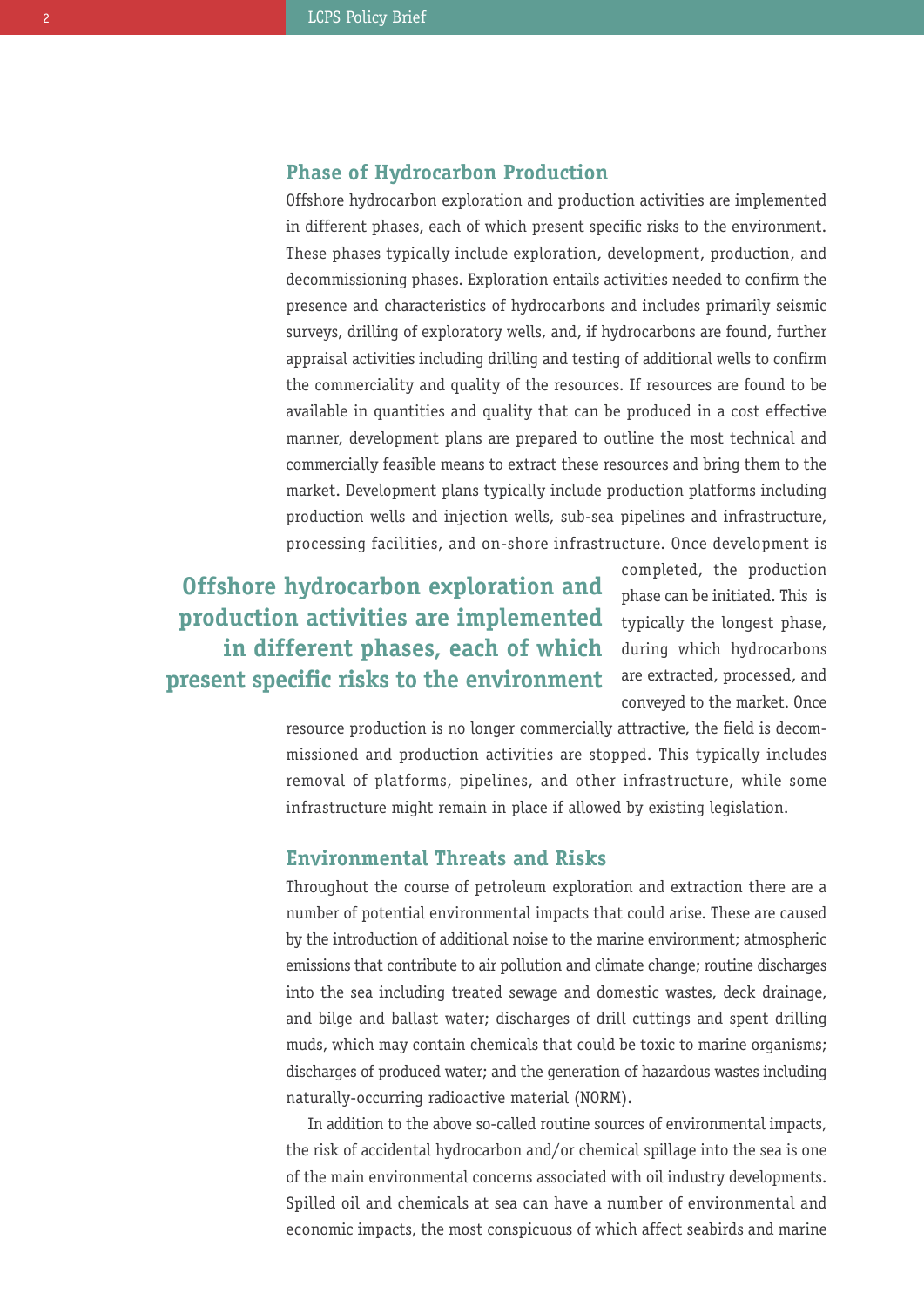## Phase of Hydrocarbon Production

Offshore hydrocarbon exploration and production activities are implemented in different phases, each of which present specific risks to the environment. These phases typically include exploration, development, production, and decommissioning phases. Exploration entails activities needed to confirm the presence and characteristics of hydrocarbons and includes primarily seismic surveys, drilling of exploratory wells, and, if hydrocarbons are found, further appraisal activities including drilling and testing of additional wells to confirm the commerciality and quality of the resources. If resources are found to be available in quantities and quality that can be produced in a cost effective manner, development plans are prepared to outline the most technical and commercially feasible means to extract these resources and bring them to the market. Development plans typically include production platforms including production wells and injection wells, sub-sea pipelines and infrastructure, processing facilities, and on-shore infrastructure. Once development is completed, the production phase can be initiated. This is typically the longest phase, during which hydrocarbons are extracted, processed, and conveyed to the market. Once resource production is no longer commercially attractive, the field is decommissioned and production activities are stopped. This typically includes removal of platforms, pipelines, and other infrastructure, while some infrastructure might remain in place if allowed by existing legislation.

**Offshore hydrocarbon exploration and production activities are implemented in different phases, each of which present specific risks to the environment**

## Environmental Threats and Risks

Throughout the course of petroleum exploration and extraction there are a number of potential environmental impacts that could arise. These are caused by the introduction of additional noise to the marine environment; atmospheric emissions that contribute to air pollution and climate change; routine discharges into the sea including treated sewage and domestic wastes, deck drainage, and bilge and ballast water; discharges of drill cuttings and spent drilling muds, which may contain chemicals that could be toxic to marine organisms; discharges of produced water; and the generation of hazardous wastes including naturally-occurring radioactive material (NORM).

In addition to the above so-called routine sources of environmental impacts, the risk of accidental hydrocarbon and/or chemical spillage into the sea is one of the main environmental concerns associated with oil industry developments. Spilled oil and chemicals at sea can have a number of environmental and economic impacts, the most conspicuous of which affect seabirds and marine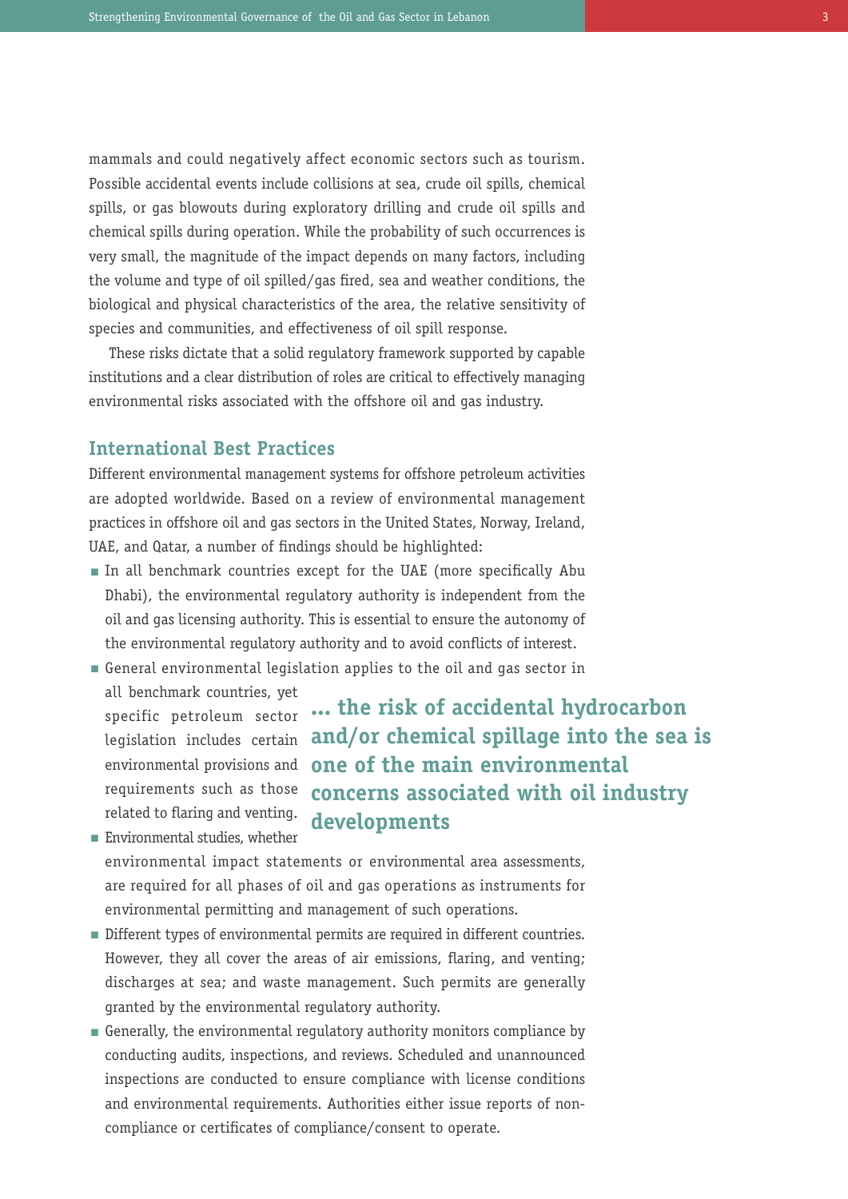mammals and could negatively affect economic sectors such as tourism. Possible accidental events include collisions at sea, crude oil spills, chemical spills, or gas blowouts during exploratory drilling and crude oil spills and chemical spills during operation. While the probability of such occurrences is very small, the magnitude of the impact depends on many factors, including the volume and type of oil spilled/gas fired, sea and weather conditions, the biological and physical characteristics of the area, the relative sensitivity of species and communities, and effectiveness of oil spill response.

These risks dictate that a solid regulatory framework supported by capable institutions and a clear distribution of roles are critical to effectively managing environmental risks associated with the offshore oil and gas industry.

## International Best Practices

Different environmental management systems for offshore petroleum activities are adopted worldwide. Based on a review of environmental management practices in offshore oil and gas sectors in the United States, Norway, Ireland, UAE, and Qatar, a number of findings should be highlighted:

- In all benchmark countries except for the UAE (more specifically Abu Dhabi), the environmental regulatory authority is independent from the oil and gas licensing authority. This is essential to ensure the autonomy of the environmental regulatory authority and to avoid conflicts of interest.
- General environmental legislation applies to the oil and gas sector in all benchmark countries, yet specific petroleum sector legislation includes certain environmental provisions and requirements such as those related to flaring and venting.
- Environmental studies, whether environmental impact statements or environmental area assessments, are required for all phases of oil and gas operations as instruments for environmental permitting and management of such operations.
- Different types of environmental permits are required in different countries. However, they all cover the areas of air emissions, flaring, and venting; discharges at sea; and waste management. Such permits are generally granted by the environmental regulatory authority.
- Generally, the environmental regulatory authority monitors compliance by conducting audits, inspections, and reviews. Scheduled and unannounced inspections are conducted to ensure compliance with license conditions and environmental requirements. Authorities either issue reports of non-compliance or certificates of compliance/consent to operate.

**... the risk of accidental hydrocarbon and/or chemical spillage into the sea is one of the main environmental concerns associated with oil industry developments**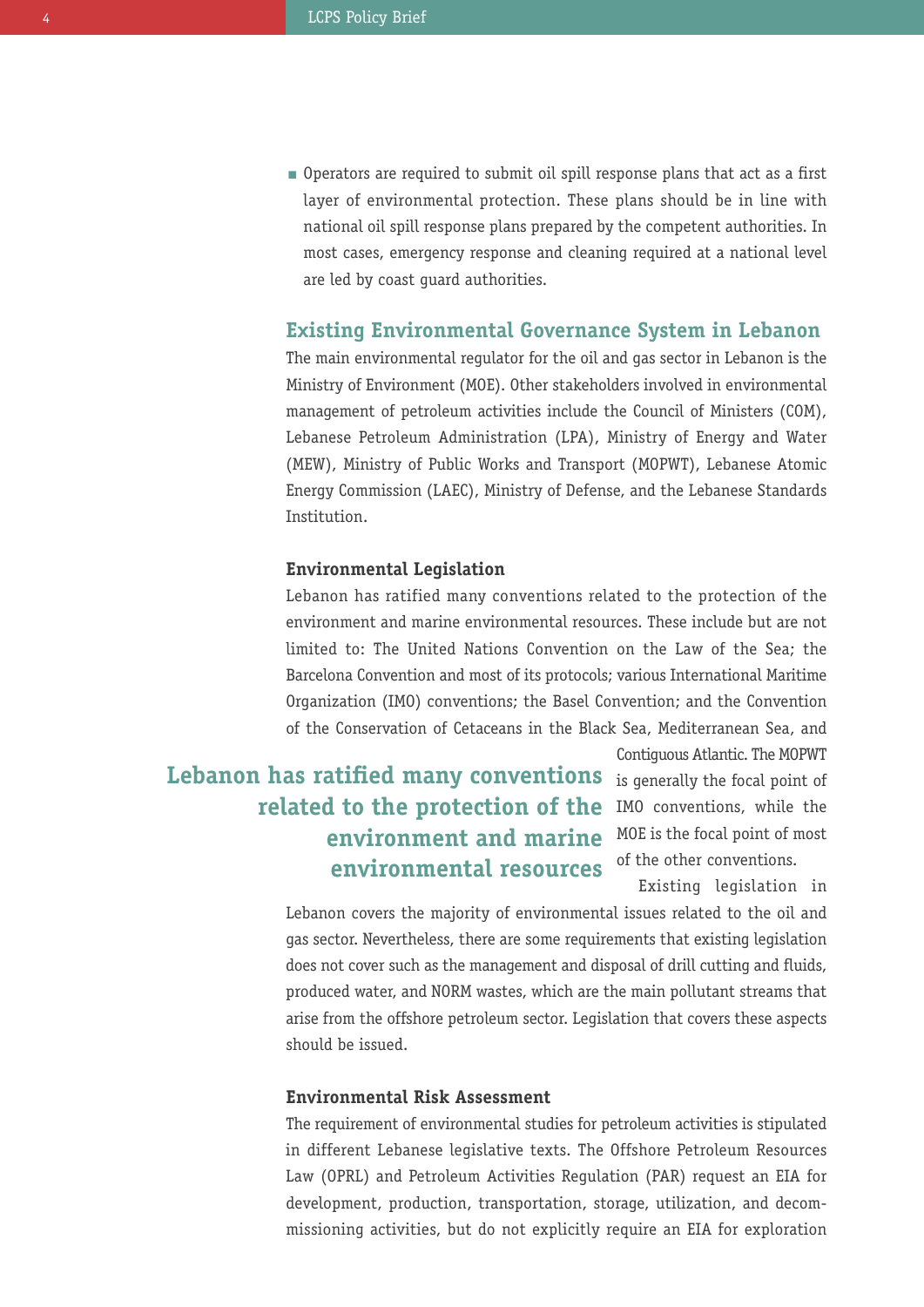- Operators are required to submit oil spill response plans that act as a first layer of environmental protection. These plans should be in line with national oil spill response plans prepared by the competent authorities. In most cases, emergency response and cleaning required at a national level are led by coast guard authorities.

## Existing Environmental Governance System in Lebanon

The main environmental regulator for the oil and gas sector in Lebanon is the Ministry of Environment (MOE). Other stakeholders involved in environmental management of petroleum activities include the Council of Ministers (COM), Lebanese Petroleum Administration (LPA), Ministry of Energy and Water (MEW), Ministry of Public Works and Transport (MOPWT), Lebanese Atomic Energy Commission (LAEC), Ministry of Defense, and the Lebanese Standards Institution.

### Environmental Legislation

Lebanon has ratified many conventions related to the protection of the environment and marine environmental resources. These include but are not limited to: The United Nations Convention on the Law of the Sea; the Barcelona Convention and most of its protocols; various International Maritime Organization (IMO) conventions; the Basel Convention; and the Convention of the Conservation of Cetaceans in the Black Sea, Mediterranean Sea, and Contiguous Atlantic. The MOPWT is generally the focal point of IMO conventions, while the MOE is the focal point of most of the other conventions.

**Lebanon has ratified many conventions related to the protection of the environment and marine environmental resources**

Existing legislation in Lebanon covers the majority of environmental issues related to the oil and gas sector. Nevertheless, there are some requirements that existing legislation does not cover such as the management and disposal of drill cutting and fluids, produced water, and NORM wastes, which are the main pollutant streams that arise from the offshore petroleum sector. Legislation that covers these aspects should be issued.

### Environmental Risk Assessment

The requirement of environmental studies for petroleum activities is stipulated in different Lebanese legislative texts. The Offshore Petroleum Resources Law (OPRL) and Petroleum Activities Regulation (PAR) request an EIA for development, production, transportation, storage, utilization, and decommissioning activities, but do not explicitly require an EIA for exploration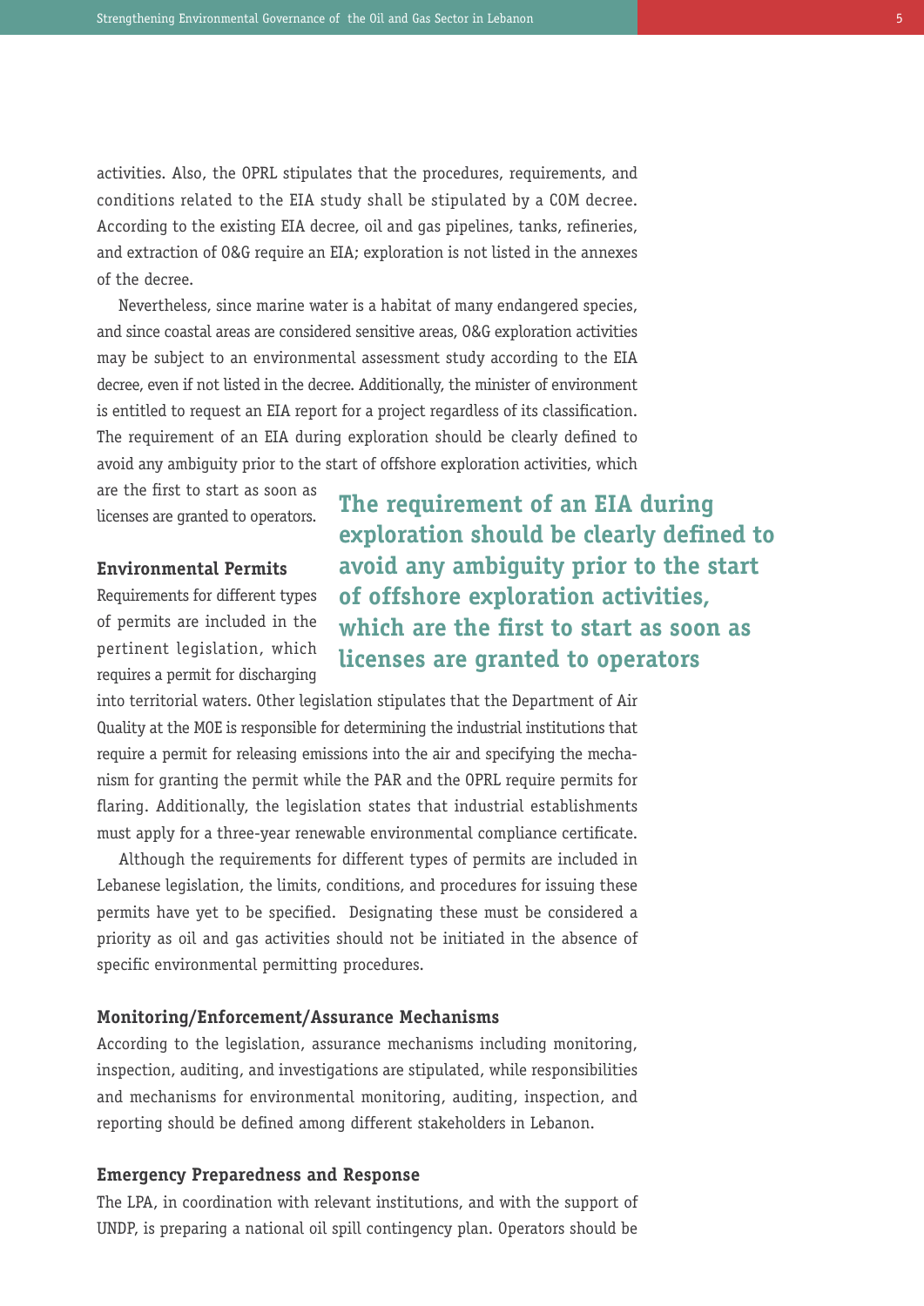activities. Also, the OPRL stipulates that the procedures, requirements, and conditions related to the EIA study shall be stipulated by a COM decree. According to the existing EIA decree, oil and gas pipelines, tanks, refineries, and extraction of O&G require an EIA; exploration is not listed in the annexes of the decree.

Nevertheless, since marine water is a habitat of many endangered species, and since coastal areas are considered sensitive areas, O&G exploration activities may be subject to an environmental assessment study according to the EIA decree, even if not listed in the decree. Additionally, the minister of environment is entitled to request an EIA report for a project regardless of its classification. The requirement of an EIA during exploration should be clearly defined to avoid any ambiguity prior to the start of offshore exploration activities, which are the first to start as soon as licenses are granted to operators.

**The requirement of an EIA during exploration should be clearly defined to avoid any ambiguity prior to the start of offshore exploration activities, which are the first to start as soon as licenses are granted to operators**

### Environmental Permits

Requirements for different types of permits are included in the pertinent legislation, which requires a permit for discharging into territorial waters. Other legislation stipulates that the Department of Air Quality at the MOE is responsible for determining the industrial institutions that require a permit for releasing emissions into the air and specifying the mechanism for granting the permit while the PAR and the OPRL require permits for flaring. Additionally, the legislation states that industrial establishments must apply for a three-year renewable environmental compliance certificate.

Although the requirements for different types of permits are included in Lebanese legislation, the limits, conditions, and procedures for issuing these permits have yet to be specified. Designating these must be considered a priority as oil and gas activities should not be initiated in the absence of specific environmental permitting procedures.

### Monitoring/Enforcement/Assurance Mechanisms

According to the legislation, assurance mechanisms including monitoring, inspection, auditing, and investigations are stipulated, while responsibilities and mechanisms for environmental monitoring, auditing, inspection, and reporting should be defined among different stakeholders in Lebanon.

### Emergency Preparedness and Response

The LPA, in coordination with relevant institutions, and with the support of UNDP, is preparing a national oil spill contingency plan. Operators should be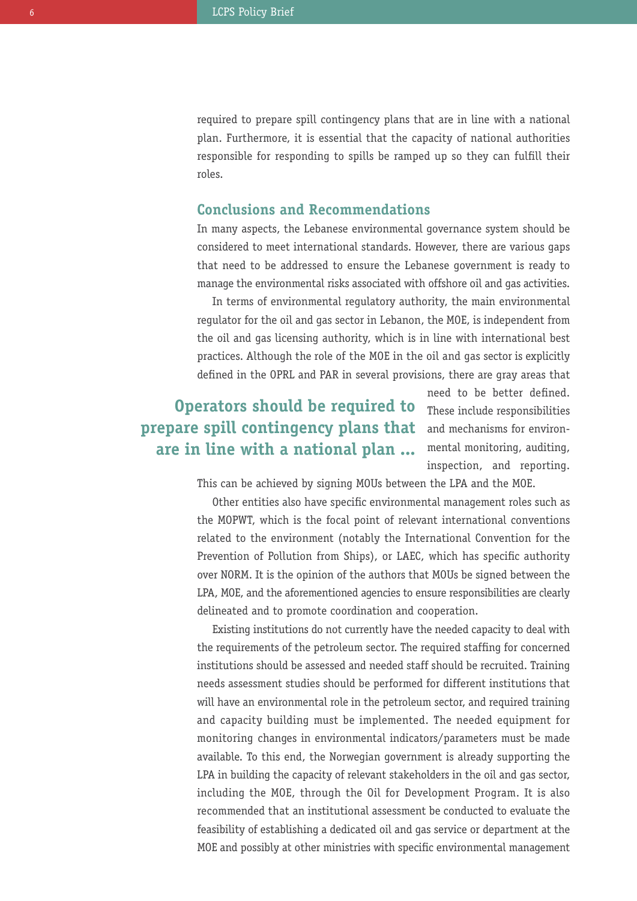required to prepare spill contingency plans that are in line with a national plan. Furthermore, it is essential that the capacity of national authorities responsible for responding to spills be ramped up so they can fulfill their roles.

## Conclusions and Recommendations

In many aspects, the Lebanese environmental governance system should be considered to meet international standards. However, there are various gaps that need to be addressed to ensure the Lebanese government is ready to manage the environmental risks associated with offshore oil and gas activities.

In terms of environmental regulatory authority, the main environmental regulator for the oil and gas sector in Lebanon, the MOE, is independent from the oil and gas licensing authority, which is in line with international best practices. Although the role of the MOE in the oil and gas sector is explicitly defined in the OPRL and PAR in several provisions, there are gray areas that need to be better defined. These include responsibilities and mechanisms for environmental monitoring, auditing, inspection, and reporting. This can be achieved by signing MOUs between the LPA and the MOE.

> **Operators should be required to prepare spill contingency plans that are in line with a national plan ...**

Other entities also have specific environmental management roles such as the MOPWT, which is the focal point of relevant international conventions related to the environment (notably the International Convention for the Prevention of Pollution from Ships), or LAEC, which has specific authority over NORM. It is the opinion of the authors that MOUs be signed between the LPA, MOE, and the aforementioned agencies to ensure responsibilities are clearly delineated and to promote coordination and cooperation.

Existing institutions do not currently have the needed capacity to deal with the requirements of the petroleum sector. The required staffing for concerned institutions should be assessed and needed staff should be recruited. Training needs assessment studies should be performed for different institutions that will have an environmental role in the petroleum sector, and required training and capacity building must be implemented. The needed equipment for monitoring changes in environmental indicators/parameters must be made available. To this end, the Norwegian government is already supporting the LPA in building the capacity of relevant stakeholders in the oil and gas sector, including the MOE, through the Oil for Development Program. It is also recommended that an institutional assessment be conducted to evaluate the feasibility of establishing a dedicated oil and gas service or department at the MOE and possibly at other ministries with specific environmental management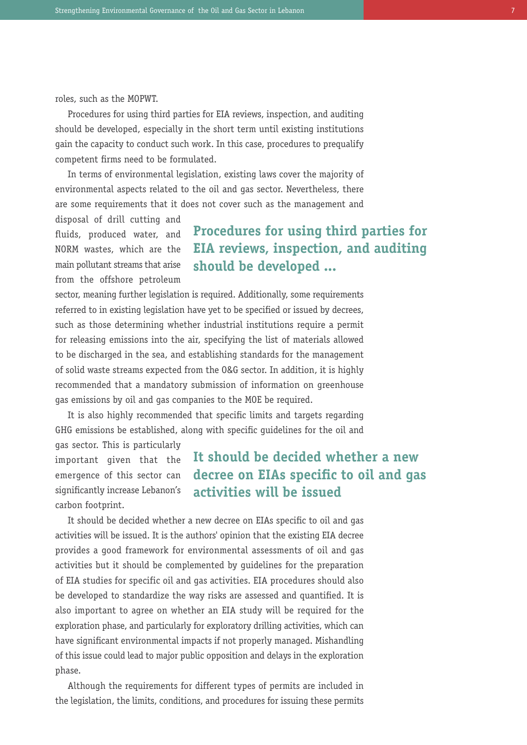roles, such as the MOPWT.

Procedures for using third parties for EIA reviews, inspection, and auditing should be developed, especially in the short term until existing institutions gain the capacity to conduct such work. In this case, procedures to prequalify competent firms need to be formulated.

In terms of environmental legislation, existing laws cover the majority of environmental aspects related to the oil and gas sector. Nevertheless, there are some requirements that it does not cover such as the management and disposal of drill cutting and fluids, produced water, and NORM wastes, which are the main pollutant streams that arise from the offshore petroleum sector, meaning further legislation is required. Additionally, some requirements referred to in existing legislation have yet to be specified or issued by decrees, such as those determining whether industrial institutions require a permit for releasing emissions into the air, specifying the list of materials allowed to be discharged in the sea, and establishing standards for the management of solid waste streams expected from the O&G sector. In addition, it is highly recommended that a mandatory submission of information on greenhouse gas emissions by oil and gas companies to the MOE be required.

> **Procedures for using third parties for EIA reviews, inspection, and auditing should be developed ...**

It is also highly recommended that specific limits and targets regarding GHG emissions be established, along with specific guidelines for the oil and gas sector. This is particularly important given that the emergence of this sector can significantly increase Lebanon's carbon footprint.

> **It should be decided whether a new decree on EIAs specific to oil and gas activities will be issued**

It should be decided whether a new decree on EIAs specific to oil and gas activities will be issued. It is the authors' opinion that the existing EIA decree provides a good framework for environmental assessments of oil and gas activities but it should be complemented by guidelines for the preparation of EIA studies for specific oil and gas activities. EIA procedures should also be developed to standardize the way risks are assessed and quantified. It is also important to agree on whether an EIA study will be required for the exploration phase, and particularly for exploratory drilling activities, which can have significant environmental impacts if not properly managed. Mishandling of this issue could lead to major public opposition and delays in the exploration phase.

Although the requirements for different types of permits are included in the legislation, the limits, conditions, and procedures for issuing these permits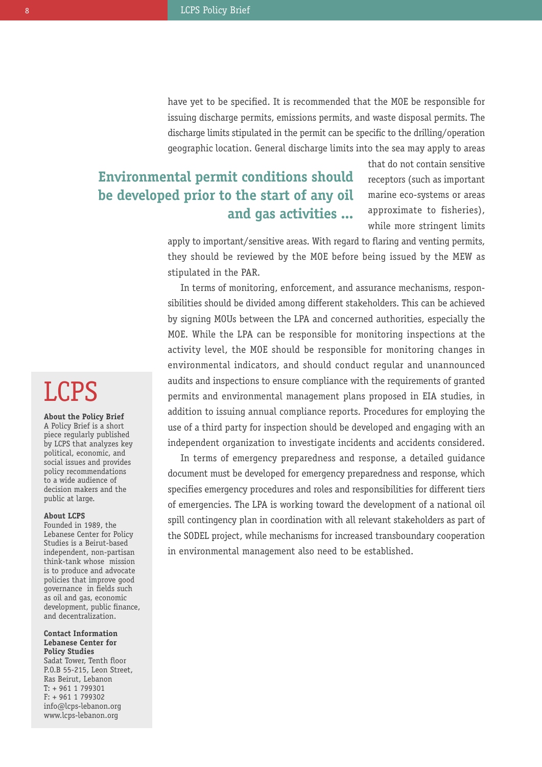have yet to be specified. It is recommended that the MOE be responsible for issuing discharge permits, emissions permits, and waste disposal permits. The discharge limits stipulated in the permit can be specific to the drilling/operation geographic location. General discharge limits into the sea may apply to areas that do not contain sensitive receptors (such as important marine eco-systems or areas approximate to fisheries), while more stringent limits apply to important/sensitive areas. With regard to flaring and venting permits, they should be reviewed by the MOE before being issued by the MEW as stipulated in the PAR.

**Environmental permit conditions should be developed prior to the start of any oil and gas activities ...**

In terms of monitoring, enforcement, and assurance mechanisms, responsibilities should be divided among different stakeholders. This can be achieved by signing MOUs between the LPA and concerned authorities, especially the MOE. While the LPA can be responsible for monitoring inspections at the activity level, the MOE should be responsible for monitoring changes in environmental indicators, and should conduct regular and unannounced audits and inspections to ensure compliance with the requirements of granted permits and environmental management plans proposed in EIA studies, in addition to issuing annual compliance reports. Procedures for employing the use of a third party for inspection should be developed and engaging with an independent organization to investigate incidents and accidents considered.

In terms of emergency preparedness and response, a detailed guidance document must be developed for emergency preparedness and response, which specifies emergency procedures and roles and responsibilities for different tiers of emergencies. The LPA is working toward the development of a national oil spill contingency plan in coordination with all relevant stakeholders as part of the SODEL project, while mechanisms for increased transboundary cooperation in environmental management also need to be established.

# LCPS

**About the Policy Brief**
A Policy Brief is a short piece regularly published by LCPS that analyzes key political, economic, and social issues and provides policy recommendations to a wide audience of decision makers and the public at large.

**About LCPS**
Founded in 1989, the Lebanese Center for Policy Studies is a Beirut-based independent, non-partisan think-tank whose mission is to produce and advocate policies that improve good governance in fields such as oil and gas, economic development, public finance, and decentralization.

**Contact Information**
**Lebanese Center for Policy Studies**
Sadat Tower, Tenth floor
P.O.B 55-215, Leon Street,
Ras Beirut, Lebanon
T: + 961 1 799301
F: + 961 1 799302
info@lcps-lebanon.org
www.lcps-lebanon.org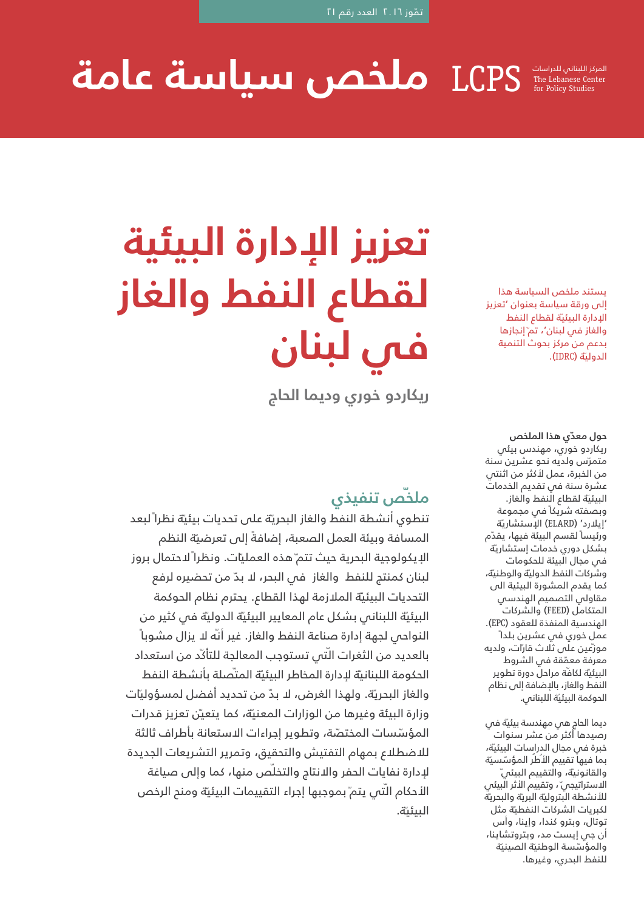تمّوز ٢٠١٦ العدد رقم ٢١

# ملخص سياسة عامة

LCPS المركز اللبناني للدراسات The Lebanese Center for Policy Studies

# تعزيز الإدارة البيئية لقطاع النفط والغاز في لبنان

**ريكاردو خوري وديما الحاج**

يستند ملخص السياسة هذا إلى ورقة سياسة بعنوان 'تعزيز الإدارة البيئيّة لقطاع النفط والغاز في لبنان'، تمّ إنجازها بدعم من مركز بحوث التنمية الدوليّة (IDRC).

## ملخّص تنفيذي

تنطوي أنشطة النفط والغاز البحريّة على تحديات بيئيّة نظراً لبعد المسافة وبيئة العمل الصعبة، إضافةً إلى تعرضيّة النظم الإيكولوجية البحرية حيث تتمّ هذه العمليّات. ونظراً لاحتمال بروز لبنان كمنتج للنفط والغاز في البحر، لا بدّ من تحضيره لرفع التحديات البيئيّة الملازمة لهذا القطاع. يحترم نظام الحوكمة البيئيّة اللبناني بشكل عام المعايير البيئيّة الدوليّة في كثير من النواحي لجهة إدارة صناعة النفط والغاز. غير أنّه لا يزال مشوباً بالعديد من الثغرات التّي تستوجب المعالجة للتأكّد من استعداد الحكومة اللبنانيّة لإدارة المخاطر البيئيّة المتّصلة بأنشطة النفط والغاز البحريّة. ولهذا الغرض، لا بدّ من تحديد أفضل لمسؤوليّات وزارة البيئة وغيرها من الوزارات المعنيّة، كما يتعيّن تعزيز قدرات المؤسّسات المختصّة، وتطوير إجراءات الاستعانة بأطراف ثالثة للاضطلاع بمهام التفتيش والتحقيق، وتمرير التشريعات الجديدة لإدارة نفايات الحفر والانتاج والتخلّص منها، كما وإلى صياغة الأحكام التّي يتمّ بموجبها إجراء التقييمات البيئيّة ومنح الرخص البيئيّة.

**حول معدّي هذا الملخص**

ريكاردو خوري، مهندس بيئي متمرّس ولديه نحو عشرين سنة من الخبرة، عمل لأكثر من اثنتي عشرة سنة في تقديم الخدمات البيئيّة لقطاع النفط والغاز. وبصفته شريكاً في مجموعة 'إيلارد' (ELARD) الإستشاريّة ورئيساً لقسم البيئة فيها، يقدّم بشكل دوري خدمات إستشاريّة في مجال البيئة للحكومات وشركات النفط الدوليّة والوطنيّة، كما يقدم المشورة البيئية الى مقاولي التصميم الهندسي المتكامل (FEED) والشركات الهندسية المنفذة للعقود (EPC). عمل خوري في عشرين بلداً موزّعين على ثلاث قارّات، ولديه معرفة معمّقة في الشروط البيئيّة لكافّة مراحل دورة تطوير النفط والغاز، بالإضافة إلى نظام الحوكمة البيئيّة اللبناني.

ديما الحاج هي مهندسة بيئيّة في رصيدها أكثر من عشر سنوات خبرة في مجال الدراسات البيئيّة، بما فيها تقييم الأطُر المؤسّسيّة والقانونيّة، والتقييم البيئيّ الاستراتيجيّ، وتقييم الأثر البيئي للأنشطة البتروليّة البريّة والبحريّة لكبريات الشركات النفطيّة مثل توتال، وبترو كندا، وإينا، وأس أن جي إيست مد، وبتروتشاينا، والمؤسّسة الوطنيّة الصينيّة للنفط البحري، وغيرها.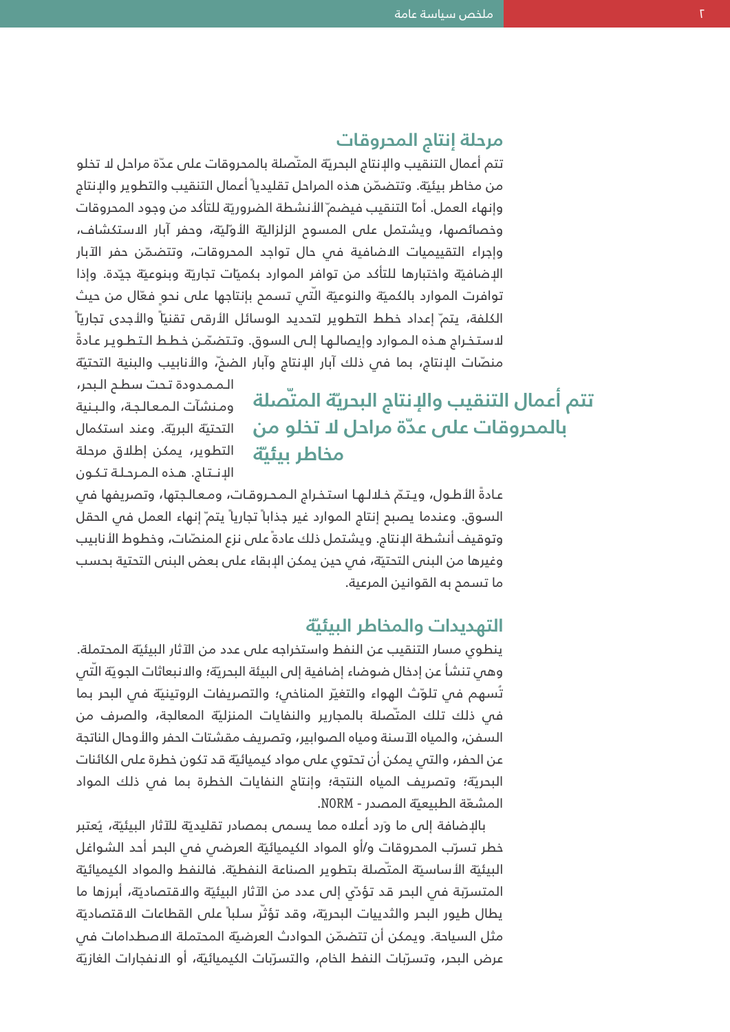## مرحلة إنتاج المحروقات

تتم أعمال التنقيب والإنتاج البحريّة المتّصلة بالمحروقات على عدّة مراحل لا تخلو من مخاطر بيئيّة. وتتضمّن هذه المراحل تقليدياً أعمال التنقيب والتطوير والإنتاج وإنهاء العمل. أمّا التنقيب فيضمّ الأنشطة الضروريّة للتأكد من وجود المحروقات وخصائصها، ويشتمل على المسوح الزلزاليّة الأوّليّة، وحفر آبار الاستكشاف، وإجراء التقييمات الاضافية في حال تواجد المحروقات، وتتضمّن حفر الآبار الإضافيّة واختبارها للتأكد من توافر الموارد بكميّات تجاريّة وبنوعيّة جيّدة. وإذا توافرت الموارد بالكميّة والنوعيّة التّي تسمح بإنتاجها على نحوٍ فعّال من حيث الكلفة، يتمّ إعداد خطط التطوير لتحديد الوسائل الأرقى تقنياً والأجدى تجارياً لاستخراج هذه الموارد وإيصالها إلى السوق. وتتضمّن خطط التطوير عادةً منصّات الإنتاج، بما في ذلك آبار الإنتاج وآبار الضخّ، والأنابيب والبنية التحتيّة الممدودة تحت سطح البحر، ومنشآت المعالجة، والبنية التحتيّة البريّة. وعند استكمال التطوير، يمكن إطلاق مرحلة الإنتاج. هذه المرحلة تكون عادةً الأطول، ويتمّ خلالها استخراج المحروقات، ومعالجتها، وتصريفها في السوق. وعندما يصبح إنتاج الموارد غير جذاباً تجارياً يتمّ إنهاء العمل في الحقل وتوقيف أنشطة الإنتاج. ويشتمل ذلك عادةً على نزع المنصّات، وخطوط الأنابيب وغيرها من البنى التحتيّة، في حين يمكن الإبقاء على بعض البنى التحتية بحسب ما تسمح به القوانين المرعية.

**تتم أعمال التنقيب والإنتاج البحريّة المتّصلة بالمحروقات على عدّة مراحل لا تخلو من مخاطر بيئيّة**

## التهديدات والمخاطر البيئيّة

ينطوي مسار التنقيب عن النفط واستخراجه على عدد من الآثار البيئيّة المحتملة. وهي تنشأ عن إدخال ضوضاء إضافية إلى البيئة البحريّة؛ والانبعاثات الجويّة التّي تُسهم في تلوّث الهواء والتغيّر المناخي؛ والتصريفات الروتينيّة في البحر بما في ذلك تلك المتّصلة بالمجارير والنفايات المنزليّة المعالجة، والصرف من السفن، والمياه الآسنة ومياه الصوابير، وتصريف مقشتات الحفر والأوحال الناتجة عن الحفر، والتي يمكن أن تحتوي على مواد كيميائيّة قد تكون خطرة على الكائنات البحريّة؛ وتصريف المياه النتجة؛ وإنتاج النفايات الخطرة بما في ذلك المواد المشعّة الطبيعيّة المصدر - NORM.

بالإضافة إلى ما ورَد أعلاه مما يسمى بمصادر تقليديّة للآثار البيئيّة، يُعتبر خطر تسرّب المحروقات و/أو المواد الكيميائيّة العرضي في البحر أحد الشواغل البيئيّة الأساسيّة المتّصلة بتطوير الصناعة النفطيّة. فالنفط والمواد الكيميائيّة المتسرّبة في البحر قد تؤدّي إلى عدد من الآثار البيئيّة والاقتصاديّة، أبرزها ما يطال طيور البحر والثدييات البحريّة، وقد تؤثّر سلباً على القطاعات الاقتصاديّة مثل السياحة. ويمكن أن تتضمّن الحوادث العرضيّة المحتملة الاصطدامات في عرض البحر، وتسرّبات النفط الخام، والتسرّبات الكيميائيّة، أو الانفجارات الغازيّة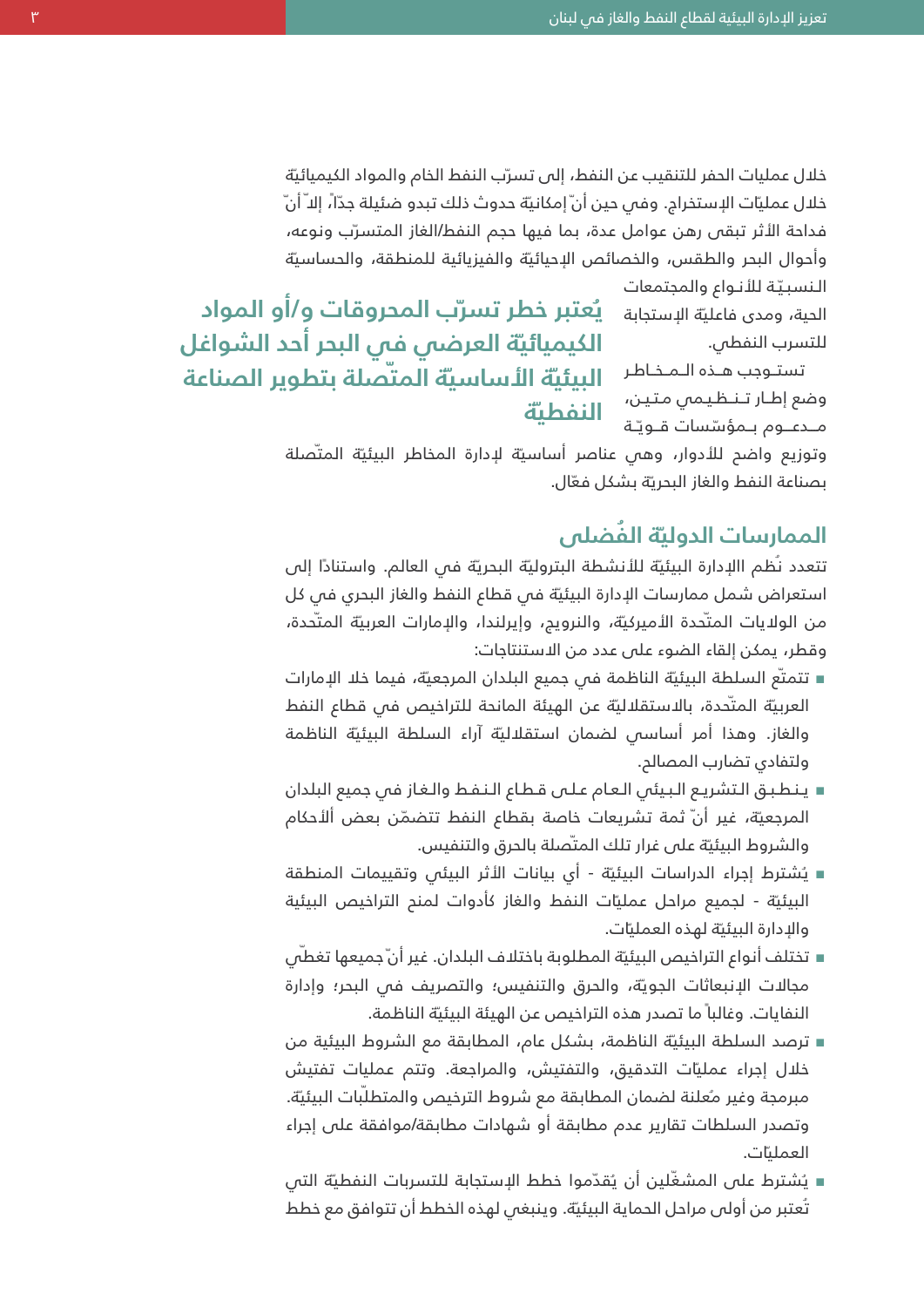خلال عمليات الحفر للتنقيب عن النفط، إلى تسرّب النفط الخام والمواد الكيميائيّة خلال عمليّات الإستخراج. وفي حين أنّ إمكانيّة حدوث ذلك تبدو ضئيلة جدّاً، إلاّ أنّ فداحة الأثر تبقى رهن عوامل عدة، بما فيها حجم النفط/الغاز المتسرّب ونوعه، وأحوال البحر والطقس، والخصائص الإحيائيّة والفيزيائية للمنطقة، والحساسيّة النسبيّة للأنواع والمجتمعات الحية، ومدى فاعليّة الإستجابة للتسرب النفطي.

**يُعتبر خطر تسرّب المحروقات و/أو المواد الكيميائيّة العرضي في البحر أحد الشواغل البيئيّة الأساسيّة المتّصلة بتطوير الصناعة النفطيّة**

تستوجب هذه المخاطر وضع إطار تنظيمي متين، مدعوم بمؤسّسات قويّة وتوزيع واضح للأدوار، وهي عناصر أساسيّة لإدارة المخاطر البيئيّة المتّصلة بصناعة النفط والغاز البحريّة بشكل فعّال.

## الممارسات الدوليّة الفُضلى

تتعدد نُظم االإدارة البيئيّة للأنشطة البتروليّة البحريّة في العالم. واستناداً إلى استعراض شمل ممارسات الإدارة البيئيّة في قطاع النفط والغاز البحري في كل من الولايات المتّحدة الأميركيّة، والنرويج، وإيرلندا، والإمارات العربيّة المتّحدة، وقطر، يمكن إلقاء الضوء على عدد من الاستنتاجات:

- تتمتّع السلطة البيئيّة الناظمة في جميع البلدان المرجعيّة، فيما خلا الإمارات العربيّة المتّحدة، بالاستقلاليّة عن الهيئة المانحة للتراخيص في قطاع النفط والغاز. وهذا أمر أساسي لضمان استقلاليّة آراء السلطة البيئيّة الناظمة ولتفادي تضارب المصالح.
- ينطبق التشريع البيئي العام على قطاع النفط والغاز في جميع البلدان المرجعيّة، غير أنّ ثمة تشريعات خاصة بقطاع النفط تتضمّن بعض الأحكام والشروط البيئيّة على غرار تلك المتّصلة بالحرق والتنفيس.
- يُشترط إجراء الدراسات البيئيّة - أي بيانات الأثر البيئي وتقييمات المنطقة البيئيّة - لجميع مراحل عمليّات النفط والغاز كأدوات لمنح التراخيص البيئية والإدارة البيئيّة لهذه العمليّات.
- تختلف أنواع التراخيص البيئيّة المطلوبة باختلاف البلدان. غير أنّ جميعها تغطّي مجالات الإنبعاثات الجويّة، والحرق والتنفيس؛ والتصريف في البحر؛ وإدارة النفايات. وغالباً ما تصدر هذه التراخيص عن الهيئة البيئيّة الناظمة.
- ترصد السلطة البيئيّة الناظمة، بشكل عام، المطابقة مع الشروط البيئية من خلال إجراء عمليّات التدقيق، والتفتيش، والمراجعة. وتتم عمليات تفتيش مبرمجة وغير مُعلنة لضمان المطابقة مع شروط الترخيص والمتطلّبات البيئيّة. وتصدر السلطات تقارير عدم مطابقة أو شهادات مطابقة/موافقة على إجراء العمليّات.
- يُشترط على المشغّلين أن يُقدّموا خطط الإستجابة للتسربات النفطيّة التي تُعتبر من أولى مراحل الحماية البيئيّة. وينبغي لهذه الخطط أن تتوافق مع خطط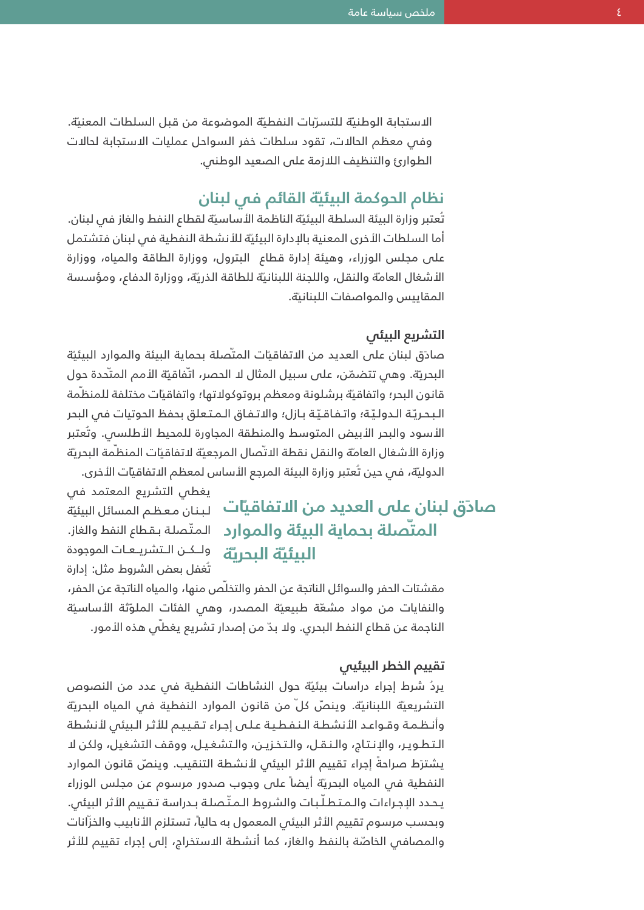الاستجابة الوطنيّة للتسرّبات النفطيّة الموضوعة من قبل السلطات المعنيّة. وفي معظم الحالات، تقود سلطات خفر السواحل عمليات الاستجابة لحالات الطوارئ والتنظيف اللازمة على الصعيد الوطني.

## نظام الحوكمة البيئيّة القائم في لبنان

تُعتبر وزارة البيئة السلطة البيئيّة الناظمة الأساسيّة لقطاع النفط والغاز في لبنان. أما السلطات الأخرى المعنية بالإدارة البيئيّة للأنشطة النفطية في لبنان فتشتمل على مجلس الوزراء، وهيئة إدارة قطاع البترول، ووزارة الطاقة والمياه، ووزارة الأشغال العامّة والنقل، واللجنة اللبنانيّة للطاقة الذريّة، ووزارة الدفاع، ومؤسسة المقاييس والمواصفات اللبنانيّة.

### التشريع البيئي

صادَق لبنان على العديد من الاتفاقيّات المتّصلة بحماية البيئة والموارد البيئيّة البحريّة. وهي تتضمّن، على سبيل المثال لا الحصر، اتّفاقيّة الأمم المتّحدة حول قانون البحر؛ واتفاقيّة برشلونة ومعظم بروتوكولاتها؛ واتفاقيّات مختلفة للمنظّمة البحريّة الدوليّة؛ واتفاقيّة بازل؛ والاتفاق المتعلق بحفظ الحوتيات في البحر الأسود والبحر الأبيض المتوسط والمنطقة المجاورة للمحيط الأطلسي. وتُعتبر وزارة الأشغال العامّة والنقل نقطة الاتّصال المرجعيّة لاتفاقيّات المنظّمة البحريّة الدوليّة، في حين تُعتبر وزارة البيئة المرجع الأساس لمعظم الاتفاقيّات الأخرى.

**صادَق لبنان على العديد من الاتفاقيّات المتّصلة بحماية البيئة والموارد البيئيّة البحريّة**

يغطي التشريع المعتمد في لبنان معظم المسائل البيئيّة المتّصلة بقطاع النفط والغاز. ولكن التشريعات الموجودة تُغفل بعض الشروط مثل: إدارة مقشتات الحفر والسوائل الناتجة عن الحفر والتخلّص منها، والمياه الناتجة عن الحفر، والنفايات من مواد مشعّة طبيعيّة المصدر، وهي الفئات الملوّثة الأساسيّة الناجمة عن قطاع النفط البحري. ولا بدّ من إصدار تشريع يغطّي هذه الأمور.

### تقييم الخطر البيئي

يردُ شرط إجراء دراسات بيئيّة حول النشاطات النفطية في عدد من النصوص التشريعيّة اللبنانيّة. وينصّ كلّ من قانون الموارد النفطية في المياه البحريّة وأنظمة وقواعد الأنشطة النفطية على إجراء تقييم للأثر البيئي لأنشطة التطوير، والإنتاج، والنقل، والتخزين، والتشغيل، ووقف التشغيل، ولكن لا يشترَط صراحةً إجراء تقييم الأثر البيئي لأنشطة التنقيب. وينصّ قانون الموارد النفطية في المياه البحريّة أيضاً على وجوب صدور مرسوم عن مجلس الوزراء يحدد الإجراءات والمتطلّبات والشروط المتّصلة بدراسة تقييم الأثر البيئي. وبحسب مرسوم تقييم الأثر البيئي المعمول به حالياً، تستلزم الأنابيب والخزّانات والمصافي الخاصّة بالنفط والغاز، كما أنشطة الاستخراج، إلى إجراء تقييم للأثر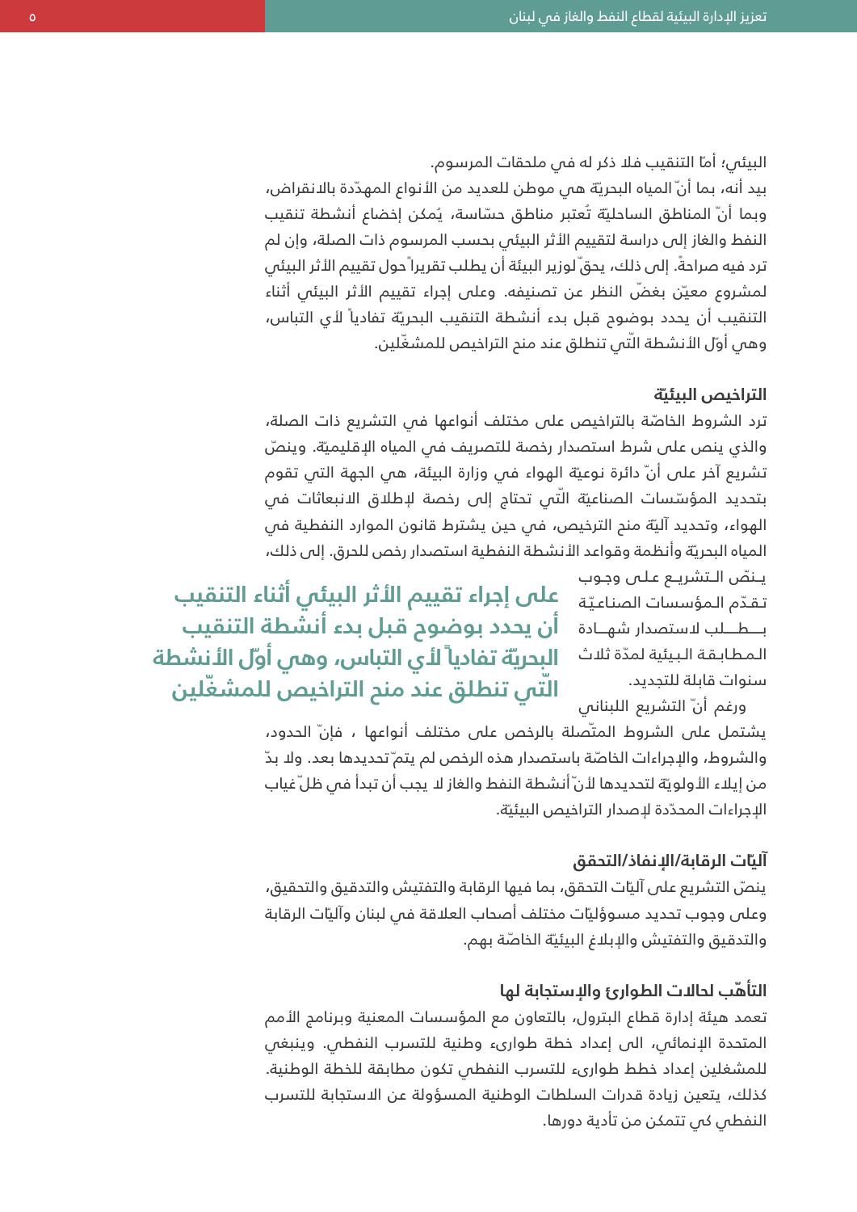البيئي؛ أمّا التنقيب فلا ذكر له في ملحقات المرسوم.

بيد أنه، بما أنّ المياه البحريّة هي موطن للعديد من الأنواع المهدّدة بالانقراض، وبما أنّ المناطق الساحليّة تُعتبر مناطق حسّاسة، يُمكن إخضاع أنشطة تنقيب النفط والغاز إلى دراسة لتقييم الأثر البيئي بحسب المرسوم ذات الصلة، وإن لم ترد فيه صراحةً. إلى ذلك، يحقّ لوزير البيئة أن يطلب تقريراً حول تقييم الأثر البيئي لمشروع معيّن بغضّ النظر عن تصنيفه. وعلى إجراء تقييم الأثر البيئي أثناء التنقيب أن يحدد بوضوح قبل بدء أنشطة التنقيب البحريّة تفادياً لأي التباس، وهي أوّل الأنشطة الّتي تنطلق عند منح التراخيص للمشغّلين.

### التراخيص البيئيّة

ترد الشروط الخاصّة بالتراخيص على مختلف أنواعها في التشريع ذات الصلة، والذي ينص على شرط استصدار رخصة للتصريف في المياه الإقليميّة. وينصّ تشريع آخر على أنّ دائرة نوعيّة الهواء في وزارة البيئة، هي الجهة التي تقوم بتحديد المؤسّسات الصناعيّة الّتي تحتاج إلى رخصة لإطلاق الانبعاثات في الهواء، وتحديد آليّة منح الترخيص، في حين يشترط قانون الموارد النفطية في المياه البحريّة وأنظمة وقواعد الأنشطة النفطية استصدار رخص للحرق. إلى ذلك، ينصّ التشريع على وجوب تقدّم المؤسسات الصناعيّة بطلب لاستصدار شهادة المطابقة البيئية لمدّة ثلاث سنوات قابلة للتجديد.

**على إجراء تقييم الأثر البيئي أثناء التنقيب أن يحدد بوضوح قبل بدء أنشطة التنقيب البحريّة تفادياً لأي التباس، وهي أوّل الأنشطة الّتي تنطلق عند منح التراخيص للمشغّلين**

ورغم أنّ التشريع اللبناني يشتمل على الشروط المتّصلة بالرخص على مختلف أنواعها ، فإنّ الحدود، والشروط، والإجراءات الخاصّة باستصدار هذه الرخص لم يتمّ تحديدها بعد. ولا بدّ من إيلاء الأولويّة لتحديدها لأنّ أنشطة النفط والغاز لا يجب أن تبدأ في ظلّ غياب الإجراءات المحدّدة لإصدار التراخيص البيئيّة.

### آليّات الرقابة/الإنفاذ/التحقق

ينصّ التشريع على آليّات التحقق، بما فيها الرقابة والتفتيش والتدقيق والتحقيق، وعلى وجوب تحديد مسؤوليّات مختلف أصحاب العلاقة في لبنان وآليّات الرقابة والتدقيق والتفتيش والإبلاغ البيئيّة الخاصّة بهم.

### التأهّب لحالات الطوارئ والإستجابة لها

تعمد هيئة إدارة قطاع البترول، بالتعاون مع المؤسسات المعنية وبرنامج الأمم المتحدة الإنمائي، الى إعداد خطة طوارىء وطنية للتسرب النفطي. وينبغي للمشغلين إعداد خطط طوارىء للتسرب النفطي تكون مطابقة للخطة الوطنية. كذلك، يتعين زيادة قدرات السلطات الوطنية المسؤولة عن الاستجابة للتسرب النفطي كي تتمكن من تأدية دورها.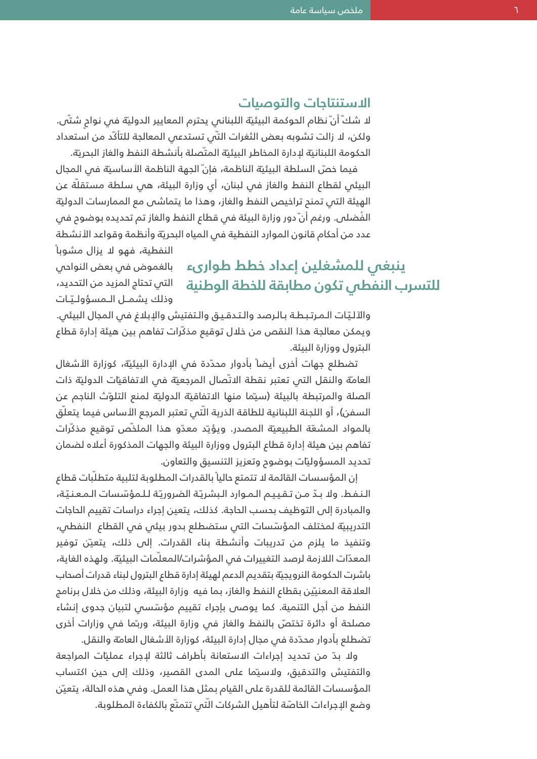## الاستنتاجات والتوصيات

لا شكّ أنّ نظام الحوكمة البيئيّة اللبناني يحترم المعايير الدوليّة في نواحٍ شتّى. ولكن، لا زالت تشوبه بعض الثغرات التّي تستدعي المعالجة للتأكّد من استعداد الحكومة اللبنانيّة لإدارة المخاطر البيئيّة المتّصلة بأنشطة النفط والغاز البحريّة.

فيما خصّ السلطة البيئيّة الناظمة، فإنّ الجهة الناظمة الأساسيّة في المجال البيئي لقطاع النفط والغاز في لبنان، أي وزارة البيئة، هي سلطة مستقلّة عن الهيئة التي تمنح تراخيص النفط والغاز، وهذا ما يتماشى مع الممارسات الدوليّة الفُضلى. ورغم أنّ دور وزارة البيئة في قطاع النفط والغاز تم تحديده بوضوح في عدد من أحكام قانون الموارد النفطية في المياه البحريّة وأنظمة وقواعد الأنشطة النفطية، فهو لا يزال مشوباً بالغموض في بعض النواحي التي تحتاج المزيد من التحديد، وذلك يشمل المسؤوليّات والآليّات المرتبطة بالرصد والتدقيق والتفتيش والإبلاغ في المجال البيئي. ويمكن معالجة هذا النقص من خلال توقيع مذكّرات تفاهم بين هيئة إدارة قطاع البترول ووزارة البيئة.

### ينبغي للمشغلين إعداد خطط طوارىء للتسرب النفطي تكون مطابقة للخطة الوطنية

تضطلع جهات أخرى أيضاً بأدوار محدّدة في الإدارة البيئيّة، كوزارة الأشغال العامّة والنقل التي تعتبر نقطة الاتّصال المرجعيّة في الاتفاقيّات الدوليّة ذات الصلة والمرتبطة بالبيئة (سيّما منها الاتفاقيّة الدوليّة لمنع التلوّث الناجم عن السفن)، أو اللجنة اللبنانية للطاقة الذرية التّي تعتبر المرجع الأساس فيما يتعلّق بالمواد المشعّة الطبيعيّة المصدر. ويؤيّد معدّو هذا الملخّص توقيع مذكّرات تفاهم بين هيئة إدارة قطاع البترول ووزارة البيئة والجهات المذكورة أعلاه لضمان تحديد المسؤوليّات بوضوح وتعزيز التنسيق والتعاون.

إن المؤسسات القائمة لا تتمتع حالياً بالقدرات المطلوبة لتلبية متطلّبات قطاع النفط. ولا بدّ من تقييم الموارد البشريّة الضروريّة للمؤسّسات المعنيّة، والمبادرة إلى التوظيف بحسب الحاجة. كذلك، يتعين إجراء دراسات تقييم الحاجات التدريبيّة لمختلف المؤسّسات التي ستضطلع بدور بيئي في القطاع النفطي، وتنفيذ ما يلزم من تدريبات وأنشطة بناء القدرات. إلى ذلك، يتعيّن توفير المعدّات اللازمة لرصد التغييرات في المؤشرات/المعلّمات البيئيّة. ولهذه الغاية، باشرت الحكومة النرويجيّة بتقديم الدعم لهيئة إدارة قطاع البترول لبناء قدرات أصحاب العلاقة المعنيّين بقطاع النفط والغاز، بما فيه وزارة البيئة، وذلك من خلال برنامج النفط من أجل التنمية. كما يوصى بإجراء تقييم مؤسّسي لتبيان جدوى إنشاء مصلحة أو دائرة تختصّ بالنفط والغاز في وزارة البيئة، وربّما في وزارات أخرى تضطلع بأدوار محدّدة في مجال إدارة البيئة، كوزارة الأشغال العامّة والنقل.

ولا بدّ من تحديد إجراءات الاستعانة بأطراف ثالثة لإجراء عمليّات المراجعة والتفتيش والتدقيق، ولاسيّما على المدى القصير، وذلك إلى حين اكتساب المؤسسات القائمة للقدرة على القيام بمثل هذا العمل. وفي هذه الحالة، يتعيّن وضع الإجراءات الخاصّة لتأهيل الشركات التّي تتمتّع بالكفاءة المطلوبة.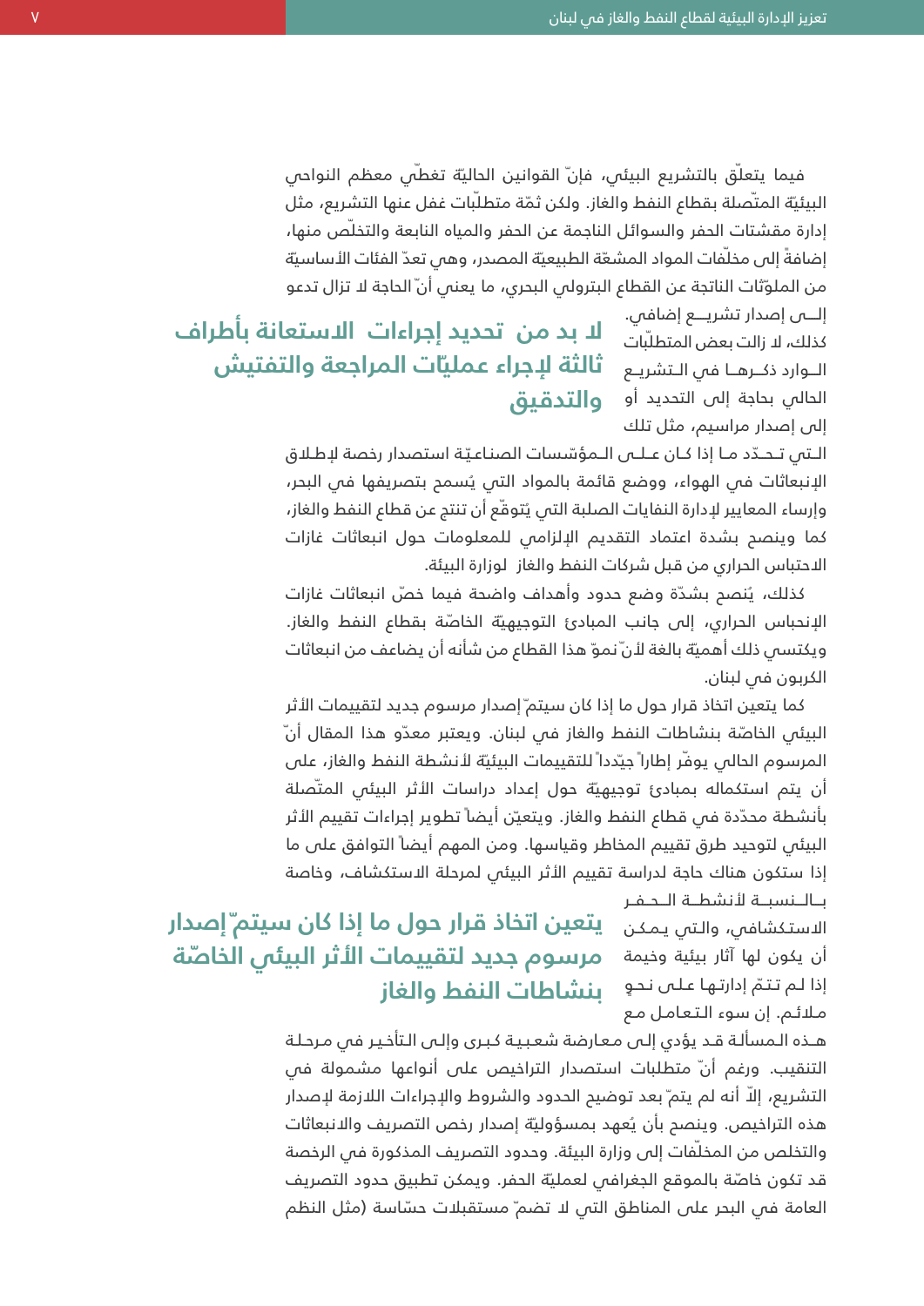فيما يتعلّق بالتشريع البيئي، فإنّ القوانين الحاليّة تغطّي معظم النواحي البيئيّة المتّصلة بقطاع النفط والغاز. ولكن ثمّة متطلّبات غفل عنها التشريع، مثل إدارة مقشتات الحفر والسوائل الناجمة عن الحفر والمياه النابعة والتخلّص منها، إضافةً إلى مخلّفات المواد المشعّة الطبيعيّة المصدر، وهي تعدّ الفئات الأساسيّة من الملوّثات الناتجة عن القطاع البترولي البحري، ما يعني أنّ الحاجة لا تزال تدعو إلى إصدار تشريع إضافي.

**لا بد من تحديد إجراءات الاستعانة بأطراف ثالثة لإجراء عمليّات المراجعة والتفتيش والتدقيق**

كذلك، لا زالت بعض المتطلّبات الوارد ذكرها في التشريع الحالي بحاجة إلى التحديد أو إلى إصدار مراسيم، مثل تلك التي تحدّد ما إذا كان على المؤسّسات الصناعيّة استصدار رخصة لإطلاق الإنبعاثات في الهواء، ووضع قائمة بالمواد التي يُسمح بتصريفها في البحر، وإرساء المعايير لإدارة النفايات الصلبة التي يُتوقّع أن تنتج عن قطاع النفط والغاز، كما وينصح بشدة اعتماد التقديم الإلزامي للمعلومات حول انبعاثات غازات الاحتباس الحراري من قبل شركات النفط والغاز لوزارة البيئة.

كذلك، يُنصح بشدّة وضع حدود وأهداف واضحة فيما خصّ انبعاثات غازات الإنحباس الحراري، إلى جانب المبادئ التوجيهيّة الخاصّة بقطاع النفط والغاز. ويكتسي ذلك أهميّة بالغة لأنّ نموّ هذا القطاع من شأنه أن يضاعف من انبعاثات الكربون في لبنان.

كما يتعين اتخاذ قرار حول ما إذا كان سيتمّ إصدار مرسوم جديد لتقييمات الأثر البيئي الخاصّة بنشاطات النفط والغاز في لبنان. ويعتبر معدّو هذا المقال أنّ المرسوم الحالي يوفّر إطاراً جيّداً للتقييمات البيئيّة لأنشطة النفط والغاز، على أن يتم استكماله بمبادئ توجيهيّة حول إعداد دراسات الأثر البيئي المتّصلة بأنشطة محدّدة في قطاع النفط والغاز. ويتعيّن أيضاً تطوير إجراءات تقييم الأثر البيئي لتوحيد طرق تقييم المخاطر وقياسها. ومن المهم أيضاً التوافق على ما إذا ستكون هناك حاجة لدراسة تقييم الأثر البيئي لمرحلة الاستكشاف، وخاصة بالنسبة لأنشطة الحفر الاستكشافي، والتي يمكن أن يكون لها آثار بيئية وخيمة إذا لم تتمّ إدارتها على نحو ملائم. إن سوء التعامل مع هذه المسألة قد يؤدي إلى معارضة شعبية كبرى وإلى التأخير في مرحلة التنقيب. ورغم أنّ متطلبات استصدار التراخيص على أنواعها مشمولة في التشريع، إلاّ أنه لم يتمّ بعد توضيح الحدود والشروط والإجراءات اللازمة لإصدار هذه التراخيص. وينصح بأن يُعهد بمسؤوليّة إصدار رخص التصريف والانبعاثات والتخلص من المخلّفات إلى وزارة البيئة. وحدود التصريف المذكورة في الرخصة قد تكون خاصّة بالموقع الجغرافي لعمليّة الحفر. ويمكن تطبيق حدود التصريف العامة في البحر على المناطق التي لا تضمّ مستقبلات حسّاسة (مثل النظم

**يتعين اتخاذ قرار حول ما إذا كان سيتمّ إصدار مرسوم جديد لتقييمات الأثر البيئي الخاصّة بنشاطات النفط والغاز**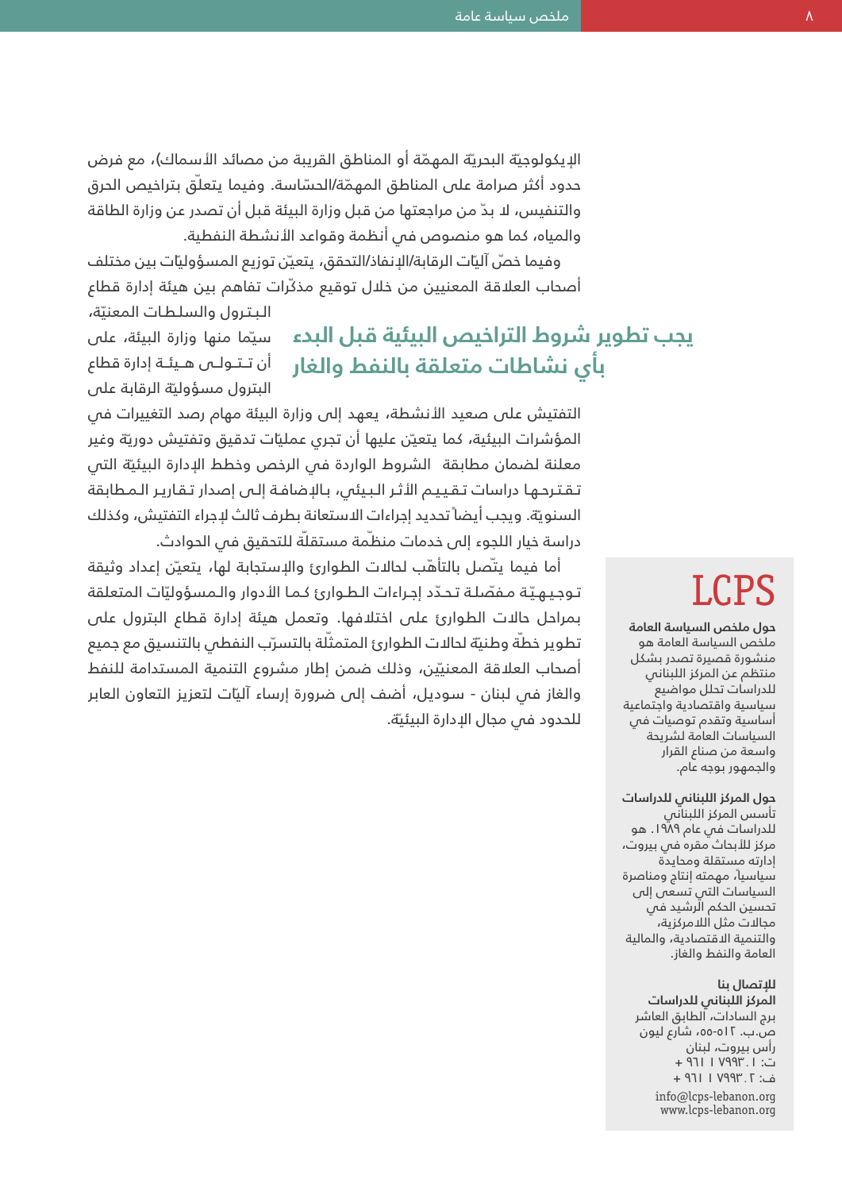الإيكولوجيّة البحريّة المهمّة أو المناطق القريبة من مصائد الأسماك)، مع فرض حدود أكثر صرامة على المناطق المهمّة/الحسّاسة. وفيما يتعلّق بتراخيص الحرق والتنفيس، لا بدّ من مراجعتها من قبل وزارة البيئة قبل أن تصدر عن وزارة الطاقة والمياه، كما هو منصوص في أنظمة وقواعد الأنشطة النفطية.

وفيما خصّ آليّات الرقابة/الإنفاذ/التحقق، يتعيّن توزيع المسؤوليّات بين مختلف أصحاب العلاقة المعنيين من خلال توقيع مذكّرات تفاهم بين هيئة إدارة قطاع البترول والسلطات المعنيّة، سيّما منها وزارة البيئة، على أن تتولى هيئة إدارة قطاع البترول مسؤوليّة الرقابة على التفتيش على صعيد الأنشطة، يعهد إلى وزارة البيئة مهام رصد التغييرات في المؤشرات البيئيّة، كما يتعيّن عليها أن تجري عمليّات تدقيق وتفتيش دوريّة وغير معلنة لضمان مطابقة الشروط الواردة في الرخص وخطط الإدارة البيئيّة التي تقترحها دراسات تقييم الأثر البيئي، بالإضافة إلى إصدار تقارير المطابقة السنويّة. ويجب أيضاً تحديد إجراءات الاستعانة بطرف ثالث لإجراء التفتيش، وكذلك دراسة خيار اللجوء إلى خدمات منظّمة مستقلّة للتحقيق في الحوادث.

## يجب تطوير شروط التراخيص البيئية قبل البدء بأي نشاطات متعلقة بالنفط والغاز

أما فيما يتّصل بالتأهّب لحالات الطوارئ والإستجابة لها، يتعيّن إعداد وثيقة توجيهيّة مفصّلة تحدّد إجراءات الطوارئ كما الأدوار والمسؤوليّات المتعلقة بمراحل حالات الطوارئ على اختلافها. وتعمل هيئة إدارة قطاع البترول على تطوير خطّة وطنيّة لحالات الطوارئ المتمثّلة بالتسرّب النفطي بالتنسيق مع جميع أصحاب العلاقة المعنيّين، وذلك ضمن إطار مشروع التنمية المستدامة للنفط والغاز في لبنان - سوديل، أضف إلى ضرورة إرساء آليّات لتعزيز التعاون العابر للحدود في مجال الإدارة البيئيّة.

LCPS

**حول ملخص السياسة العامة**
ملخص السياسة العامة هو منشورة قصيرة تصدر بشكل منتظم عن المركز اللبناني للدراسات تحلل مواضيع سياسية واقتصادية واجتماعية أساسية وتقدم توصيات في السياسات العامة لشريحة واسعة من صناع القرار والجمهور بوجه عام.

**حول المركز اللبناني للدراسات**
تأسس المركز اللبناني للدراسات في عام ١٩٨٩. هو مركز للأبحاث مقره في بيروت، إدارته مستقلة ومحايدة سياسياً، مهمته إنتاج ومناصرة السياسات التي تسعى إلى تحسين الحكم الرشيد في مجالات مثل اللامركزية، والتنمية الاقتصادية، والمالية العامة والنفط والغاز.

**للإتصال بنا**
**المركز اللبناني للدراسات**
برج السادات، الطابق العاشر
ص.ب. ١٢-٥٥-٥١٢، شارع ليون
رأس بيروت، لبنان
ت: ١ ٧٩٩٣٠١ ٩٦١ +
ف: ١ ٧٩٩٣٠٢ ٩٦١ +
info@lcps-lebanon.org
www.lcps-lebanon.org